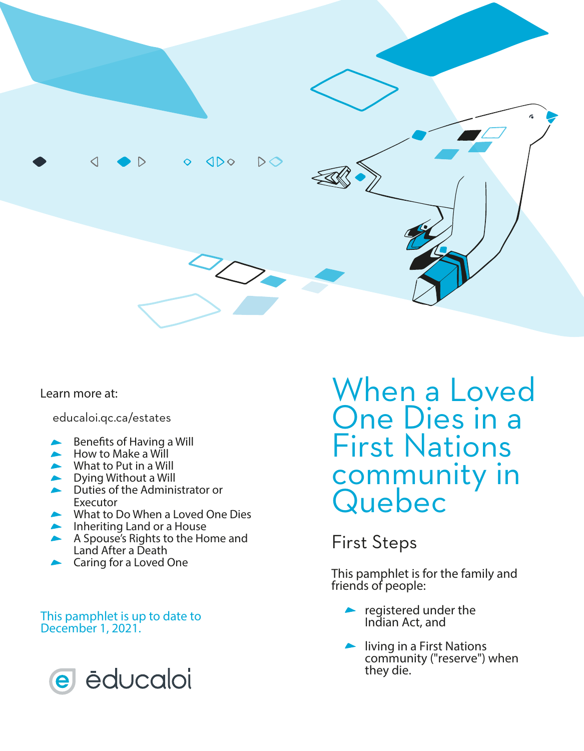# When a Loved One Dies in a First Nations community in Quebec

## First Steps

This pamphlet is for the family and friends of people:

- registered under the Indian Act, and
- living in a First Nations community ("reserve") when they die.

Learn more at:

educaloi.qc.ca/estates

- Benefits of Having a Will
- How to Make a Will
- What to Put in a Will
- Dying Without a Will
- Duties of the Administrator or Executor
- What to Do When a Loved One Dies
- Inheriting Land or a House
- A Spouse's Rights to the Home and Land After a Death
- Caring for a Loved One

This pamphlet is up to date to December 1, 2021.

éducaloi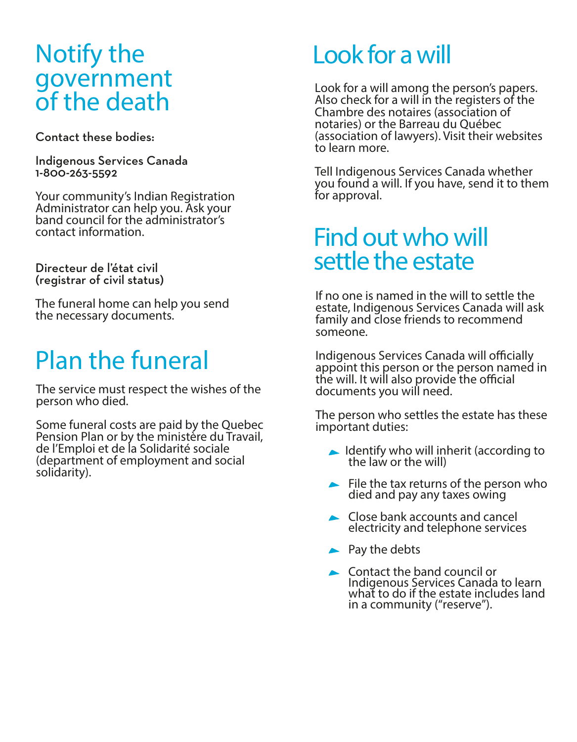## Notify the government of the death

Contact these bodies:

**Indigenous Services Canada**
**1-800-263-5592**

Your community's Indian Registration Administrator can help you. Ask your band council for the administrator's contact information.

**Directeur de l'état civil (registrar of civil status)**

The funeral home can help you send the necessary documents.

## Plan the funeral

The service must respect the wishes of the person who died.

Some funeral costs are paid by the Quebec Pension Plan or by the ministère du Travail, de l'Emploi et de la Solidarité sociale (department of employment and social solidarity).

## Look for a will

Look for a will among the person's papers. Also check for a will in the registers of the Chambre des notaires (association of notaries) or the Barreau du Québec (association of lawyers). Visit their websites to learn more.

Tell Indigenous Services Canada whether you found a will. If you have, send it to them for approval.

## Find out who will settle the estate

If no one is named in the will to settle the estate, Indigenous Services Canada will ask family and close friends to recommend someone.

Indigenous Services Canada will officially appoint this person or the person named in the will. It will also provide the official documents you will need.

The person who settles the estate has these important duties:

- Identify who will inherit (according to the law or the will)
- File the tax returns of the person who died and pay any taxes owing
- Close bank accounts and cancel electricity and telephone services
- Pay the debts
- Contact the band council or Indigenous Services Canada to learn what to do if the estate includes land in a community ("reserve").